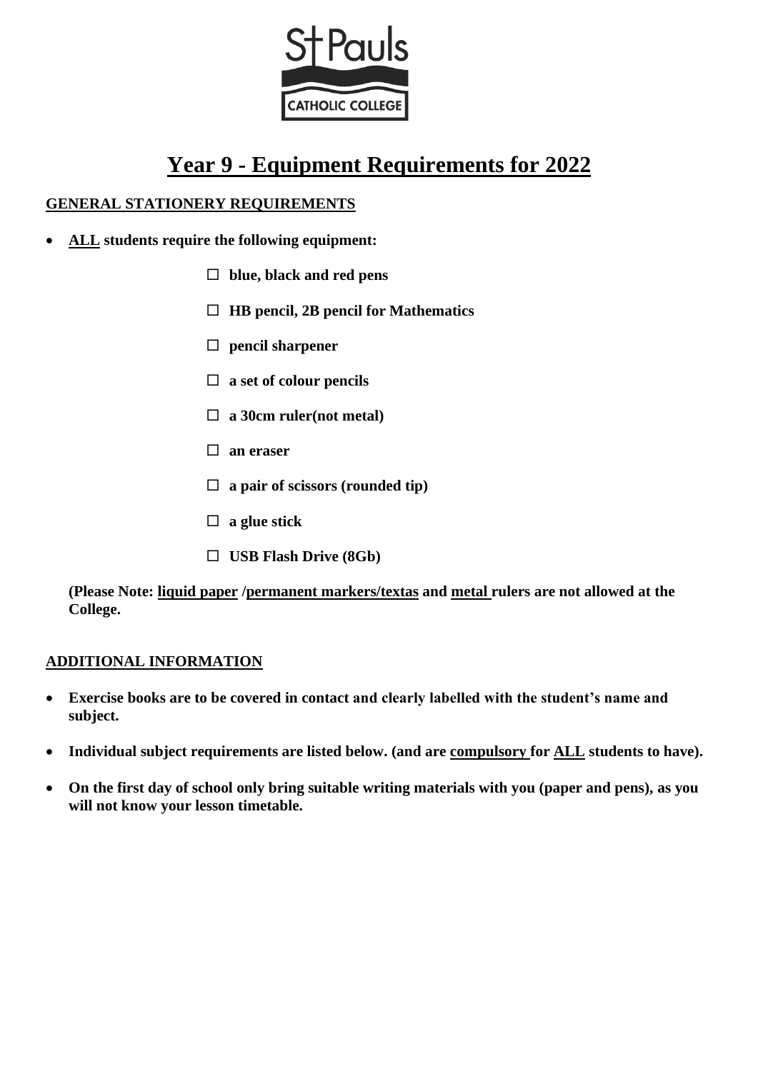St Pauls CATHOLIC COLLEGE

# Year 9 - Equipment Requirements for 2022

## GENERAL STATIONERY REQUIREMENTS

- **ALL students require the following equipment:**

  - ☐ **blue, black and red pens**
  - ☐ **HB pencil, 2B pencil for Mathematics**
  - ☐ **pencil sharpener**
  - ☐ **a set of colour pencils**
  - ☐ **a 30cm ruler(not metal)**
  - ☐ **an eraser**
  - ☐ **a pair of scissors (rounded tip)**
  - ☐ **a glue stick**
  - ☐ **USB Flash Drive (8Gb)**

**(Please Note: liquid paper /permanent markers/textas and metal rulers are not allowed at the College.**

## ADDITIONAL INFORMATION

- **Exercise books are to be covered in contact and clearly labelled with the student's name and subject.**
- **Individual subject requirements are listed below. (and are compulsory for ALL students to have).**
- **On the first day of school only bring suitable writing materials with you (paper and pens), as you will not know your lesson timetable.**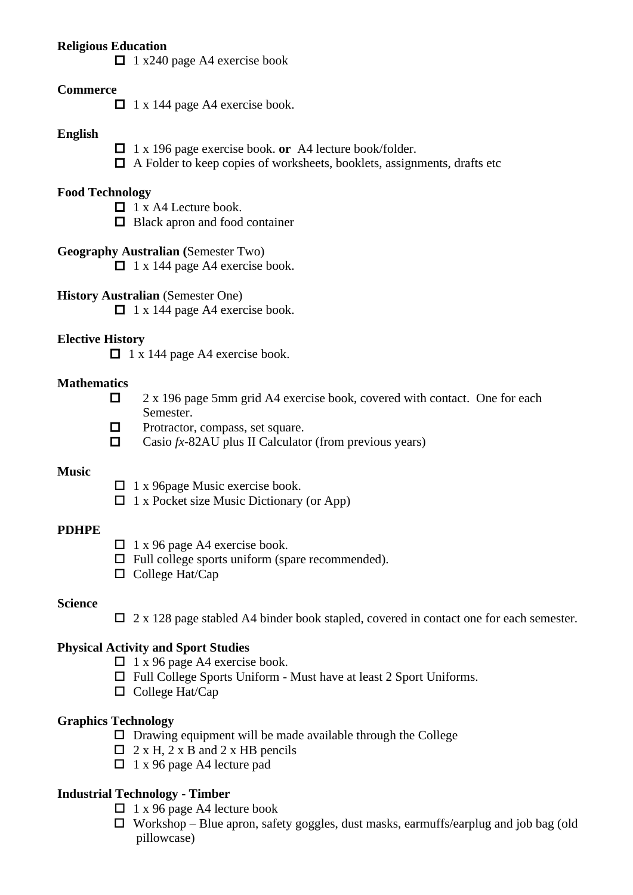**Religious Education**

- ☐ 1 x240 page A4 exercise book

**Commerce**

- ☐ 1 x 144 page A4 exercise book.

**English**

- ☐ 1 x 196 page exercise book. **or** A4 lecture book/folder.
- ☐ A Folder to keep copies of worksheets, booklets, assignments, drafts etc

**Food Technology**

- ☐ 1 x A4 Lecture book.
- ☐ Black apron and food container

**Geography Australian (**Semester Two)

- ☐ 1 x 144 page A4 exercise book.

**History Australian** (Semester One)

- ☐ 1 x 144 page A4 exercise book.

**Elective History**

- ☐ 1 x 144 page A4 exercise book.

**Mathematics**

- ☐ 2 x 196 page 5mm grid A4 exercise book, covered with contact. One for each Semester.
- ☐ Protractor, compass, set square.
- ☐ Casio *fx*-82AU plus II Calculator (from previous years)

**Music**

- ☐ 1 x 96page Music exercise book.
- ☐ 1 x Pocket size Music Dictionary (or App)

**PDHPE**

- ☐ 1 x 96 page A4 exercise book.
- ☐ Full college sports uniform (spare recommended).
- ☐ College Hat/Cap

**Science**

- ☐ 2 x 128 page stabled A4 binder book stapled, covered in contact one for each semester.

**Physical Activity and Sport Studies**

- ☐ 1 x 96 page A4 exercise book.
- ☐ Full College Sports Uniform - Must have at least 2 Sport Uniforms.
- ☐ College Hat/Cap

**Graphics Technology**

- ☐ Drawing equipment will be made available through the College
- ☐ 2 x H, 2 x B and 2 x HB pencils
- ☐ 1 x 96 page A4 lecture pad

**Industrial Technology - Timber**

- ☐ 1 x 96 page A4 lecture book
- ☐ Workshop – Blue apron, safety goggles, dust masks, earmuffs/earplug and job bag (old pillowcase)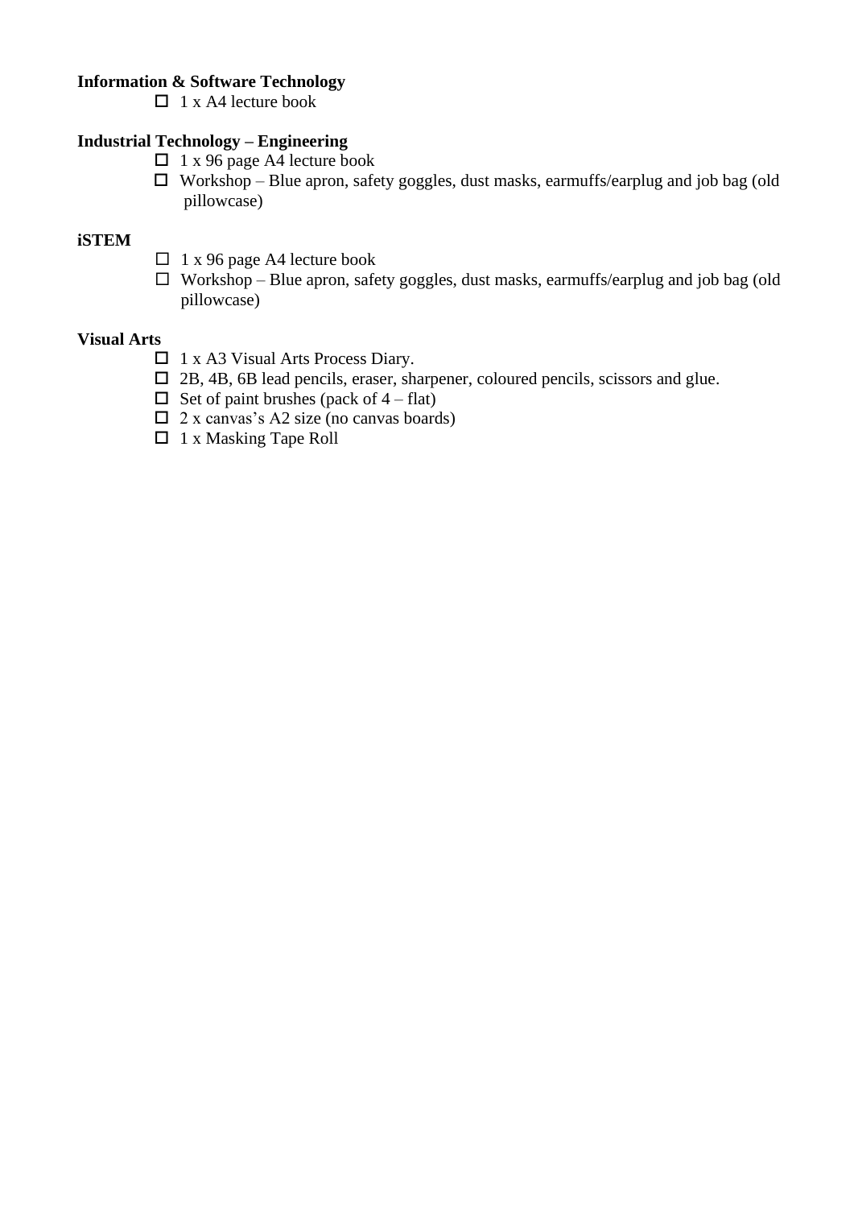**Information & Software Technology**

- ☐ 1 x A4 lecture book

**Industrial Technology – Engineering**

- ☐ 1 x 96 page A4 lecture book
- ☐ Workshop – Blue apron, safety goggles, dust masks, earmuffs/earplug and job bag (old pillowcase)

**iSTEM**

- ☐ 1 x 96 page A4 lecture book
- ☐ Workshop – Blue apron, safety goggles, dust masks, earmuffs/earplug and job bag (old pillowcase)

**Visual Arts**

- ☐ 1 x A3 Visual Arts Process Diary.
- ☐ 2B, 4B, 6B lead pencils, eraser, sharpener, coloured pencils, scissors and glue.
- ☐ Set of paint brushes (pack of 4 – flat)
- ☐ 2 x canvas's A2 size (no canvas boards)
- ☐ 1 x Masking Tape Roll